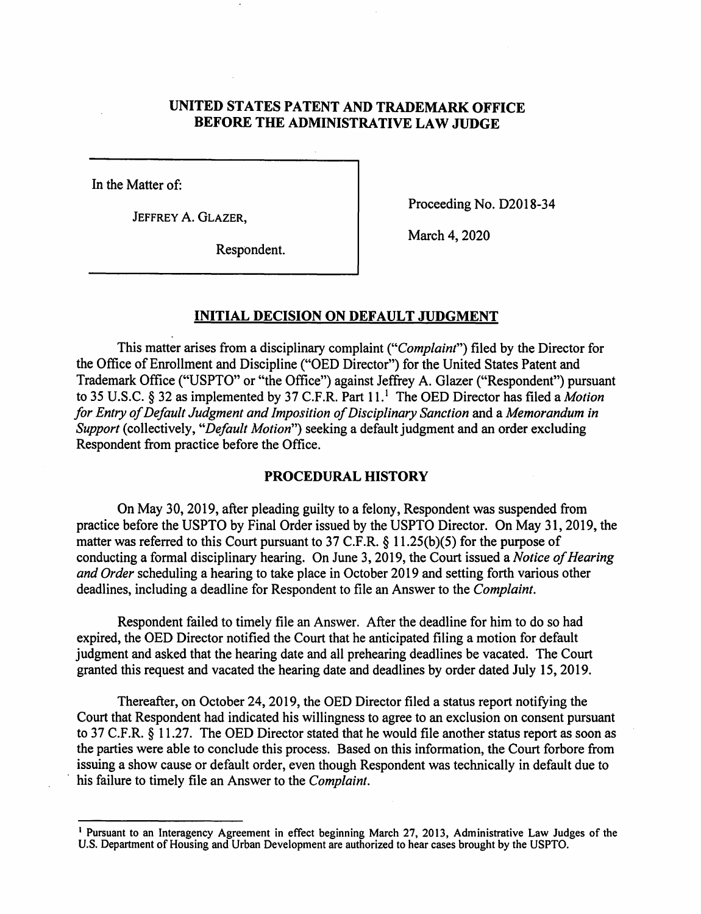# UNITED STATES PATENT AND TRADEMARK OFFICE
## BEFORE THE ADMINISTRATIVE LAW JUDGE

| In the Matter of: | |
|---|---|
| JEFFREY A. GLAZER, | Proceeding No. D2018-34 |
| Respondent. | March 4, 2020 |

## INITIAL DECISION ON DEFAULT JUDGMENT

This matter arises from a disciplinary complaint ("*Complaint*") filed by the Director for the Office of Enrollment and Discipline ("OED Director") for the United States Patent and Trademark Office ("USPTO" or "the Office") against Jeffrey A. Glazer ("Respondent") pursuant to 35 U.S.C. § 32 as implemented by 37 C.F.R. Part 11.[1] The OED Director has filed a *Motion for Entry of Default Judgment and Imposition of Disciplinary Sanction* and a *Memorandum in Support* (collectively, "*Default Motion*") seeking a default judgment and an order excluding Respondent from practice before the Office.

## PROCEDURAL HISTORY

On May 30, 2019, after pleading guilty to a felony, Respondent was suspended from practice before the USPTO by Final Order issued by the USPTO Director. On May 31, 2019, the matter was referred to this Court pursuant to 37 C.F.R. § 11.25(b)(5) for the purpose of conducting a formal disciplinary hearing. On June 3, 2019, the Court issued a *Notice of Hearing and Order* scheduling a hearing to take place in October 2019 and setting forth various other deadlines, including a deadline for Respondent to file an Answer to the *Complaint*.

Respondent failed to timely file an Answer. After the deadline for him to do so had expired, the OED Director notified the Court that he anticipated filing a motion for default judgment and asked that the hearing date and all prehearing deadlines be vacated. The Court granted this request and vacated the hearing date and deadlines by order dated July 15, 2019.

Thereafter, on October 24, 2019, the OED Director filed a status report notifying the Court that Respondent had indicated his willingness to agree to an exclusion on consent pursuant to 37 C.F.R. § 11.27. The OED Director stated that he would file another status report as soon as the parties were able to conclude this process. Based on this information, the Court forbore from issuing a show cause or default order, even though Respondent was technically in default due to his failure to timely file an Answer to the *Complaint*.

---

[1] Pursuant to an Interagency Agreement in effect beginning March 27, 2013, Administrative Law Judges of the U.S. Department of Housing and Urban Development are authorized to hear cases brought by the USPTO.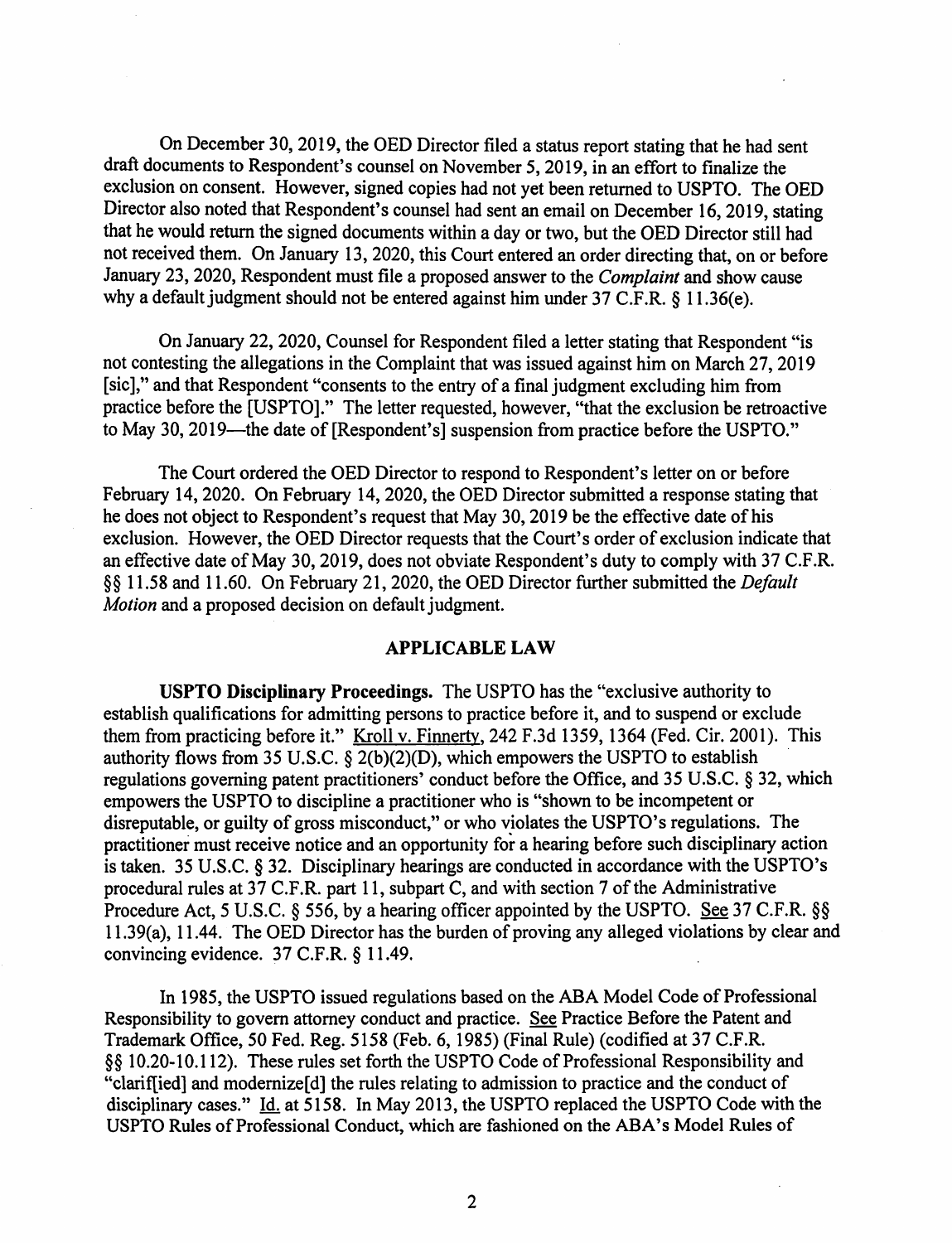On December 30, 2019, the OED Director filed a status report stating that he had sent draft documents to Respondent's counsel on November 5, 2019, in an effort to finalize the exclusion on consent. However, signed copies had not yet been returned to USPTO. The OED Director also noted that Respondent's counsel had sent an email on December 16, 2019, stating that he would return the signed documents within a day or two, but the OED Director still had not received them. On January 13, 2020, this Court entered an order directing that, on or before January 23, 2020, Respondent must file a proposed answer to the *Complaint* and show cause why a default judgment should not be entered against him under 37 C.F.R. § 11.36(e).

On January 22, 2020, Counsel for Respondent filed a letter stating that Respondent "is not contesting the allegations in the Complaint that was issued against him on March 27, 2019 [sic]," and that Respondent "consents to the entry of a final judgment excluding him from practice before the [USPTO]." The letter requested, however, "that the exclusion be retroactive to May 30, 2019—the date of [Respondent's] suspension from practice before the USPTO."

The Court ordered the OED Director to respond to Respondent's letter on or before February 14, 2020. On February 14, 2020, the OED Director submitted a response stating that he does not object to Respondent's request that May 30, 2019 be the effective date of his exclusion. However, the OED Director requests that the Court's order of exclusion indicate that an effective date of May 30, 2019, does not obviate Respondent's duty to comply with 37 C.F.R. §§ 11.58 and 11.60. On February 21, 2020, the OED Director further submitted the *Default Motion* and a proposed decision on default judgment.

## APPLICABLE LAW

**USPTO Disciplinary Proceedings.** The USPTO has the "exclusive authority to establish qualifications for admitting persons to practice before it, and to suspend or exclude them from practicing before it." Kroll v. Finnerty, 242 F.3d 1359, 1364 (Fed. Cir. 2001). This authority flows from 35 U.S.C. § 2(b)(2)(D), which empowers the USPTO to establish regulations governing patent practitioners' conduct before the Office, and 35 U.S.C. § 32, which empowers the USPTO to discipline a practitioner who is "shown to be incompetent or disreputable, or guilty of gross misconduct," or who violates the USPTO's regulations. The practitioner must receive notice and an opportunity for a hearing before such disciplinary action is taken. 35 U.S.C. § 32. Disciplinary hearings are conducted in accordance with the USPTO's procedural rules at 37 C.F.R. part 11, subpart C, and with section 7 of the Administrative Procedure Act, 5 U.S.C. § 556, by a hearing officer appointed by the USPTO. See 37 C.F.R. §§ 11.39(a), 11.44. The OED Director has the burden of proving any alleged violations by clear and convincing evidence. 37 C.F.R. § 11.49.

In 1985, the USPTO issued regulations based on the ABA Model Code of Professional Responsibility to govern attorney conduct and practice. See Practice Before the Patent and Trademark Office, 50 Fed. Reg. 5158 (Feb. 6, 1985) (Final Rule) (codified at 37 C.F.R. §§ 10.20-10.112). These rules set forth the USPTO Code of Professional Responsibility and "clarif[ied] and modernize[d] the rules relating to admission to practice and the conduct of disciplinary cases." Id. at 5158. In May 2013, the USPTO replaced the USPTO Code with the USPTO Rules of Professional Conduct, which are fashioned on the ABA's Model Rules of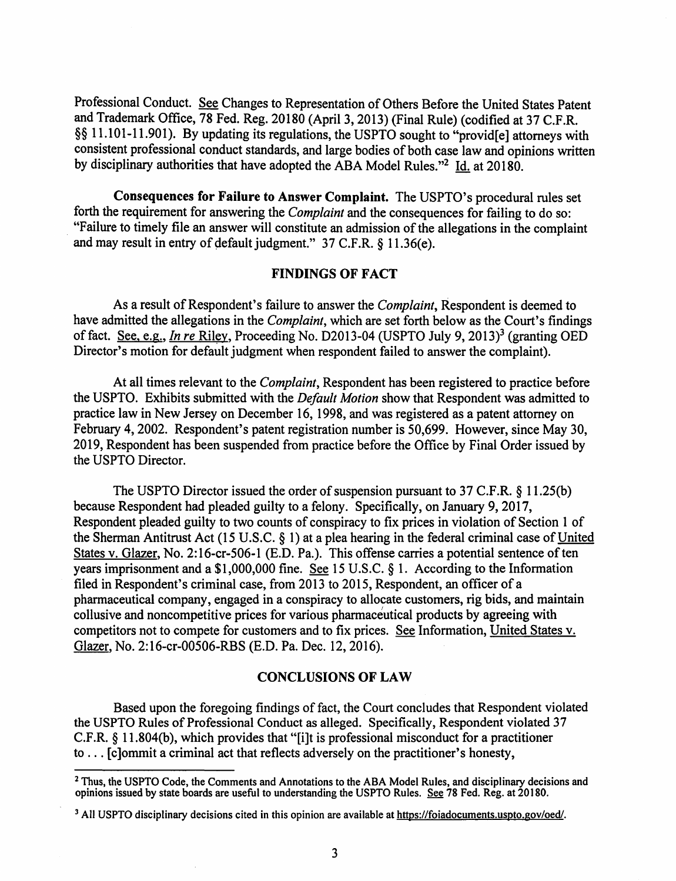Professional Conduct. See Changes to Representation of Others Before the United States Patent and Trademark Office, 78 Fed. Reg. 20180 (April 3, 2013) (Final Rule) (codified at 37 C.F.R. §§ 11.101-11.901). By updating its regulations, the USPTO sought to "provid[e] attorneys with consistent professional conduct standards, and large bodies of both case law and opinions written by disciplinary authorities that have adopted the ABA Model Rules."[2] Id. at 20180.

**Consequences for Failure to Answer Complaint.** The USPTO's procedural rules set forth the requirement for answering the *Complaint* and the consequences for failing to do so: "Failure to timely file an answer will constitute an admission of the allegations in the complaint and may result in entry of default judgment." 37 C.F.R. § 11.36(e).

## FINDINGS OF FACT

As a result of Respondent's failure to answer the *Complaint*, Respondent is deemed to have admitted the allegations in the *Complaint*, which are set forth below as the Court's findings of fact. See, e.g., *In re* Riley, Proceeding No. D2013-04 (USPTO July 9, 2013)[3] (granting OED Director's motion for default judgment when respondent failed to answer the complaint).

At all times relevant to the *Complaint*, Respondent has been registered to practice before the USPTO. Exhibits submitted with the *Default Motion* show that Respondent was admitted to practice law in New Jersey on December 16, 1998, and was registered as a patent attorney on February 4, 2002. Respondent's patent registration number is 50,699. However, since May 30, 2019, Respondent has been suspended from practice before the Office by Final Order issued by the USPTO Director.

The USPTO Director issued the order of suspension pursuant to 37 C.F.R. § 11.25(b) because Respondent had pleaded guilty to a felony. Specifically, on January 9, 2017, Respondent pleaded guilty to two counts of conspiracy to fix prices in violation of Section 1 of the Sherman Antitrust Act (15 U.S.C. § 1) at a plea hearing in the federal criminal case of United States v. Glazer, No. 2:16-cr-506-1 (E.D. Pa.). This offense carries a potential sentence of ten years imprisonment and a $1,000,000 fine. See 15 U.S.C. § 1. According to the Information filed in Respondent's criminal case, from 2013 to 2015, Respondent, an officer of a pharmaceutical company, engaged in a conspiracy to allocate customers, rig bids, and maintain collusive and noncompetitive prices for various pharmaceutical products by agreeing with competitors not to compete for customers and to fix prices. See Information, United States v. Glazer, No. 2:16-cr-00506-RBS (E.D. Pa. Dec. 12, 2016).

## CONCLUSIONS OF LAW

Based upon the foregoing findings of fact, the Court concludes that Respondent violated the USPTO Rules of Professional Conduct as alleged. Specifically, Respondent violated 37 C.F.R. § 11.804(b), which provides that "[i]t is professional misconduct for a practitioner to . . . [c]ommit a criminal act that reflects adversely on the practitioner's honesty,

---

[2] Thus, the USPTO Code, the Comments and Annotations to the ABA Model Rules, and disciplinary decisions and opinions issued by state boards are useful to understanding the USPTO Rules. See 78 Fed. Reg. at 20180.

[3] All USPTO disciplinary decisions cited in this opinion are available at https://foiadocuments.uspto.gov/oed/.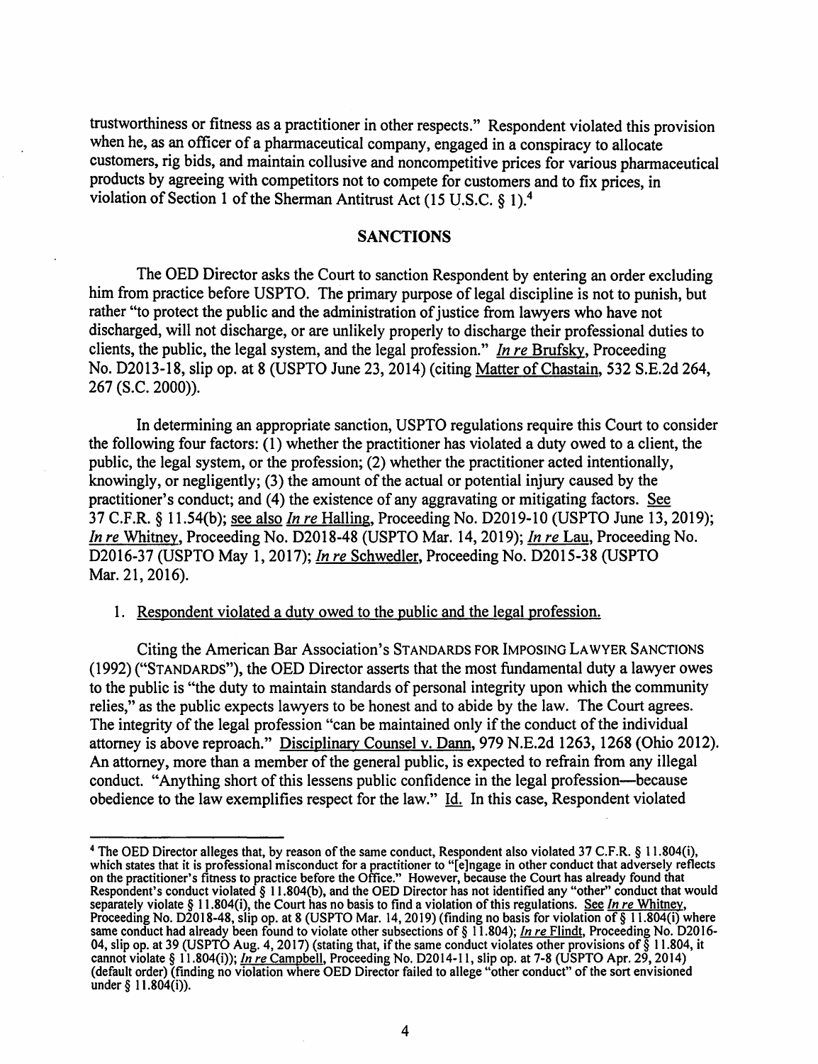trustworthiness or fitness as a practitioner in other respects." Respondent violated this provision when he, as an officer of a pharmaceutical company, engaged in a conspiracy to allocate customers, rig bids, and maintain collusive and noncompetitive prices for various pharmaceutical products by agreeing with competitors not to compete for customers and to fix prices, in violation of Section 1 of the Sherman Antitrust Act (15 U.S.C. § 1).[4]

## SANCTIONS

The OED Director asks the Court to sanction Respondent by entering an order excluding him from practice before USPTO. The primary purpose of legal discipline is not to punish, but rather "to protect the public and the administration of justice from lawyers who have not discharged, will not discharge, or are unlikely properly to discharge their professional duties to clients, the public, the legal system, and the legal profession." *In re* Brufsky, Proceeding No. D2013-18, slip op. at 8 (USPTO June 23, 2014) (citing Matter of Chastain, 532 S.E.2d 264, 267 (S.C. 2000)).

In determining an appropriate sanction, USPTO regulations require this Court to consider the following four factors: (1) whether the practitioner has violated a duty owed to a client, the public, the legal system, or the profession; (2) whether the practitioner acted intentionally, knowingly, or negligently; (3) the amount of the actual or potential injury caused by the practitioner's conduct; and (4) the existence of any aggravating or mitigating factors. See 37 C.F.R. § 11.54(b); see also *In re* Halling, Proceeding No. D2019-10 (USPTO June 13, 2019); *In re* Whitney, Proceeding No. D2018-48 (USPTO Mar. 14, 2019); *In re* Lau, Proceeding No. D2016-37 (USPTO May 1, 2017); *In re* Schwedler, Proceeding No. D2015-38 (USPTO Mar. 21, 2016).

1. Respondent violated a duty owed to the public and the legal profession.

Citing the American Bar Association's STANDARDS FOR IMPOSING LAWYER SANCTIONS (1992) ("STANDARDS"), the OED Director asserts that the most fundamental duty a lawyer owes to the public is "the duty to maintain standards of personal integrity upon which the community relies," as the public expects lawyers to be honest and to abide by the law. The Court agrees. The integrity of the legal profession "can be maintained only if the conduct of the individual attorney is above reproach." Disciplinary Counsel v. Dann, 979 N.E.2d 1263, 1268 (Ohio 2012). An attorney, more than a member of the general public, is expected to refrain from any illegal conduct. "Anything short of this lessens public confidence in the legal profession—because obedience to the law exemplifies respect for the law." Id. In this case, Respondent violated

---

[4] The OED Director alleges that, by reason of the same conduct, Respondent also violated 37 C.F.R. § 11.804(i), which states that it is professional misconduct for a practitioner to "[e]ngage in other conduct that adversely reflects on the practitioner's fitness to practice before the Office." However, because the Court has already found that Respondent's conduct violated § 11.804(b), and the OED Director has not identified any "other" conduct that would separately violate § 11.804(i), the Court has no basis to find a violation of this regulations. See *In re* Whitney, Proceeding No. D2018-48, slip op. at 8 (USPTO Mar. 14, 2019) (finding no basis for violation of § 11.804(i) where same conduct had already been found to violate other subsections of § 11.804); *In re* Flindt, Proceeding No. D2016-04, slip op. at 39 (USPTO Aug. 4, 2017) (stating that, if the same conduct violates other provisions of § 11.804, it cannot violate § 11.804(i)); *In re* Campbell, Proceeding No. D2014-11, slip op. at 7-8 (USPTO Apr. 29, 2014) (default order) (finding no violation where OED Director failed to allege "other conduct" of the sort envisioned under § 11.804(i)).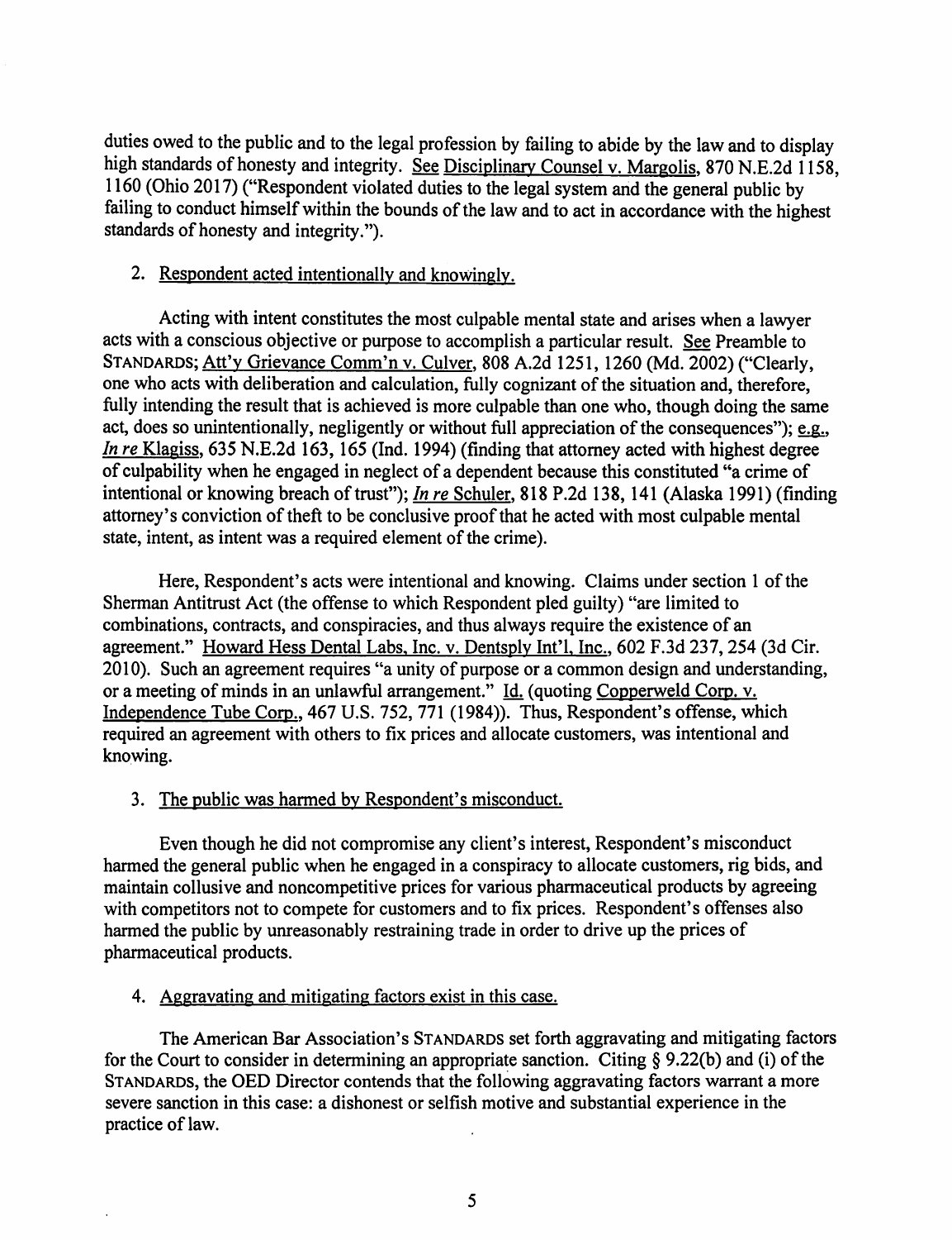duties owed to the public and to the legal profession by failing to abide by the law and to display high standards of honesty and integrity. See Disciplinary Counsel v. Margolis, 870 N.E.2d 1158, 1160 (Ohio 2017) ("Respondent violated duties to the legal system and the general public by failing to conduct himself within the bounds of the law and to act in accordance with the highest standards of honesty and integrity.").

2. Respondent acted intentionally and knowingly.

Acting with intent constitutes the most culpable mental state and arises when a lawyer acts with a conscious objective or purpose to accomplish a particular result. See Preamble to STANDARDS; Att'y Grievance Comm'n v. Culver, 808 A.2d 1251, 1260 (Md. 2002) ("Clearly, one who acts with deliberation and calculation, fully cognizant of the situation and, therefore, fully intending the result that is achieved is more culpable than one who, though doing the same act, does so unintentionally, negligently or without full appreciation of the consequences"); e.g., *In re* Klagiss, 635 N.E.2d 163, 165 (Ind. 1994) (finding that attorney acted with highest degree of culpability when he engaged in neglect of a dependent because this constituted "a crime of intentional or knowing breach of trust"); *In re* Schuler, 818 P.2d 138, 141 (Alaska 1991) (finding attorney's conviction of theft to be conclusive proof that he acted with most culpable mental state, intent, as intent was a required element of the crime).

Here, Respondent's acts were intentional and knowing. Claims under section 1 of the Sherman Antitrust Act (the offense to which Respondent pled guilty) "are limited to combinations, contracts, and conspiracies, and thus always require the existence of an agreement." Howard Hess Dental Labs, Inc. v. Dentsply Int'l, Inc., 602 F.3d 237, 254 (3d Cir. 2010). Such an agreement requires "a unity of purpose or a common design and understanding, or a meeting of minds in an unlawful arrangement." Id. (quoting Copperweld Corp. v. Independence Tube Corp., 467 U.S. 752, 771 (1984)). Thus, Respondent's offense, which required an agreement with others to fix prices and allocate customers, was intentional and knowing.

3. The public was harmed by Respondent's misconduct.

Even though he did not compromise any client's interest, Respondent's misconduct harmed the general public when he engaged in a conspiracy to allocate customers, rig bids, and maintain collusive and noncompetitive prices for various pharmaceutical products by agreeing with competitors not to compete for customers and to fix prices. Respondent's offenses also harmed the public by unreasonably restraining trade in order to drive up the prices of pharmaceutical products.

4. Aggravating and mitigating factors exist in this case.

The American Bar Association's STANDARDS set forth aggravating and mitigating factors for the Court to consider in determining an appropriate sanction. Citing § 9.22(b) and (i) of the STANDARDS, the OED Director contends that the following aggravating factors warrant a more severe sanction in this case: a dishonest or selfish motive and substantial experience in the practice of law.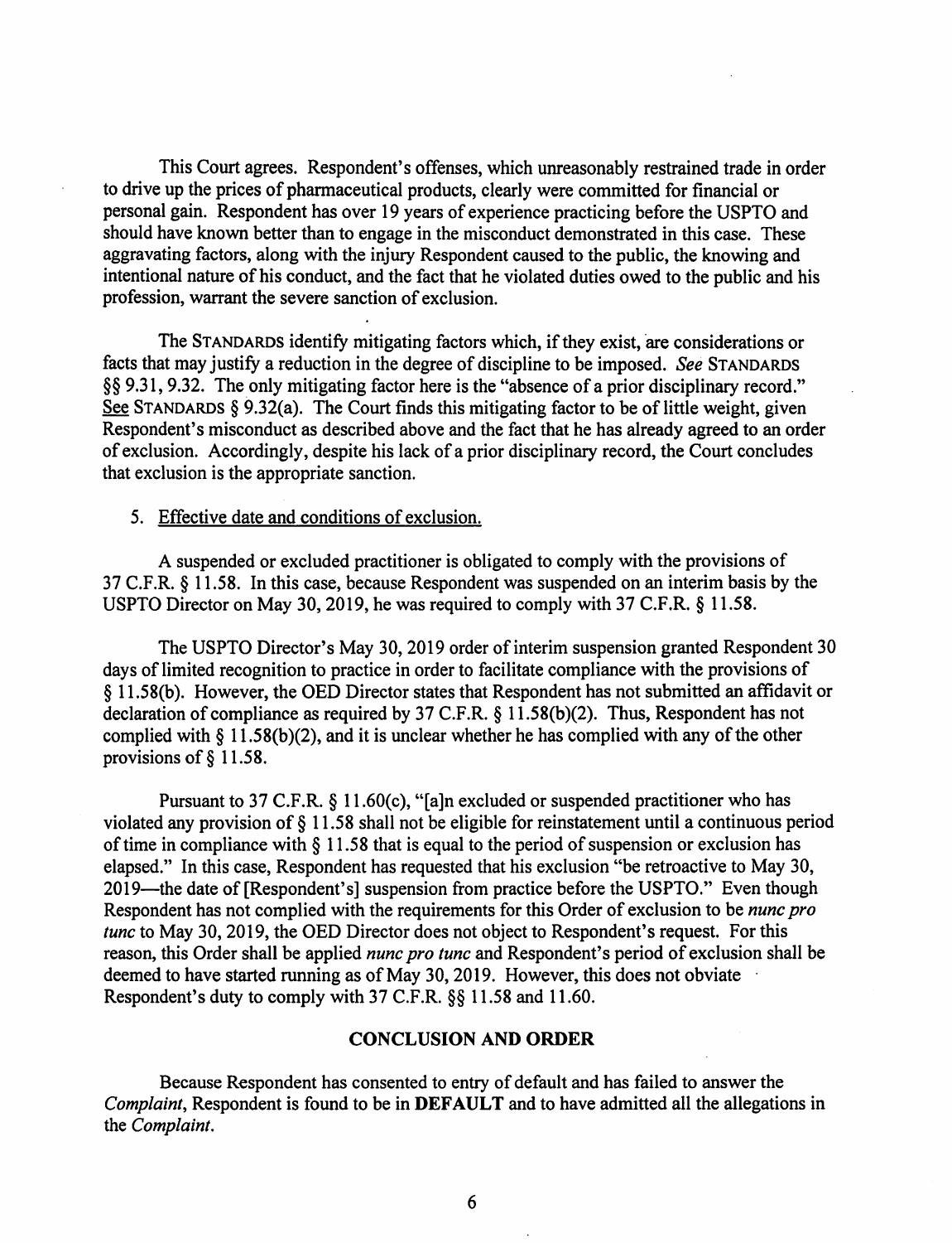This Court agrees. Respondent's offenses, which unreasonably restrained trade in order to drive up the prices of pharmaceutical products, clearly were committed for financial or personal gain. Respondent has over 19 years of experience practicing before the USPTO and should have known better than to engage in the misconduct demonstrated in this case. These aggravating factors, along with the injury Respondent caused to the public, the knowing and intentional nature of his conduct, and the fact that he violated duties owed to the public and his profession, warrant the severe sanction of exclusion.

The STANDARDS identify mitigating factors which, if they exist, are considerations or facts that may justify a reduction in the degree of discipline to be imposed. *See* STANDARDS §§ 9.31, 9.32. The only mitigating factor here is the "absence of a prior disciplinary record." See STANDARDS § 9.32(a). The Court finds this mitigating factor to be of little weight, given Respondent's misconduct as described above and the fact that he has already agreed to an order of exclusion. Accordingly, despite his lack of a prior disciplinary record, the Court concludes that exclusion is the appropriate sanction.

5. Effective date and conditions of exclusion.

A suspended or excluded practitioner is obligated to comply with the provisions of 37 C.F.R. § 11.58. In this case, because Respondent was suspended on an interim basis by the USPTO Director on May 30, 2019, he was required to comply with 37 C.F.R. § 11.58.

The USPTO Director's May 30, 2019 order of interim suspension granted Respondent 30 days of limited recognition to practice in order to facilitate compliance with the provisions of § 11.58(b). However, the OED Director states that Respondent has not submitted an affidavit or declaration of compliance as required by 37 C.F.R. § 11.58(b)(2). Thus, Respondent has not complied with § 11.58(b)(2), and it is unclear whether he has complied with any of the other provisions of § 11.58.

Pursuant to 37 C.F.R. § 11.60(c), "[a]n excluded or suspended practitioner who has violated any provision of § 11.58 shall not be eligible for reinstatement until a continuous period of time in compliance with § 11.58 that is equal to the period of suspension or exclusion has elapsed." In this case, Respondent has requested that his exclusion "be retroactive to May 30, 2019—the date of [Respondent's] suspension from practice before the USPTO." Even though Respondent has not complied with the requirements for this Order of exclusion to be *nunc pro tunc* to May 30, 2019, the OED Director does not object to Respondent's request. For this reason, this Order shall be applied *nunc pro tunc* and Respondent's period of exclusion shall be deemed to have started running as of May 30, 2019. However, this does not obviate Respondent's duty to comply with 37 C.F.R. §§ 11.58 and 11.60.

## CONCLUSION AND ORDER

Because Respondent has consented to entry of default and has failed to answer the *Complaint*, Respondent is found to be in **DEFAULT** and to have admitted all the allegations in the *Complaint*.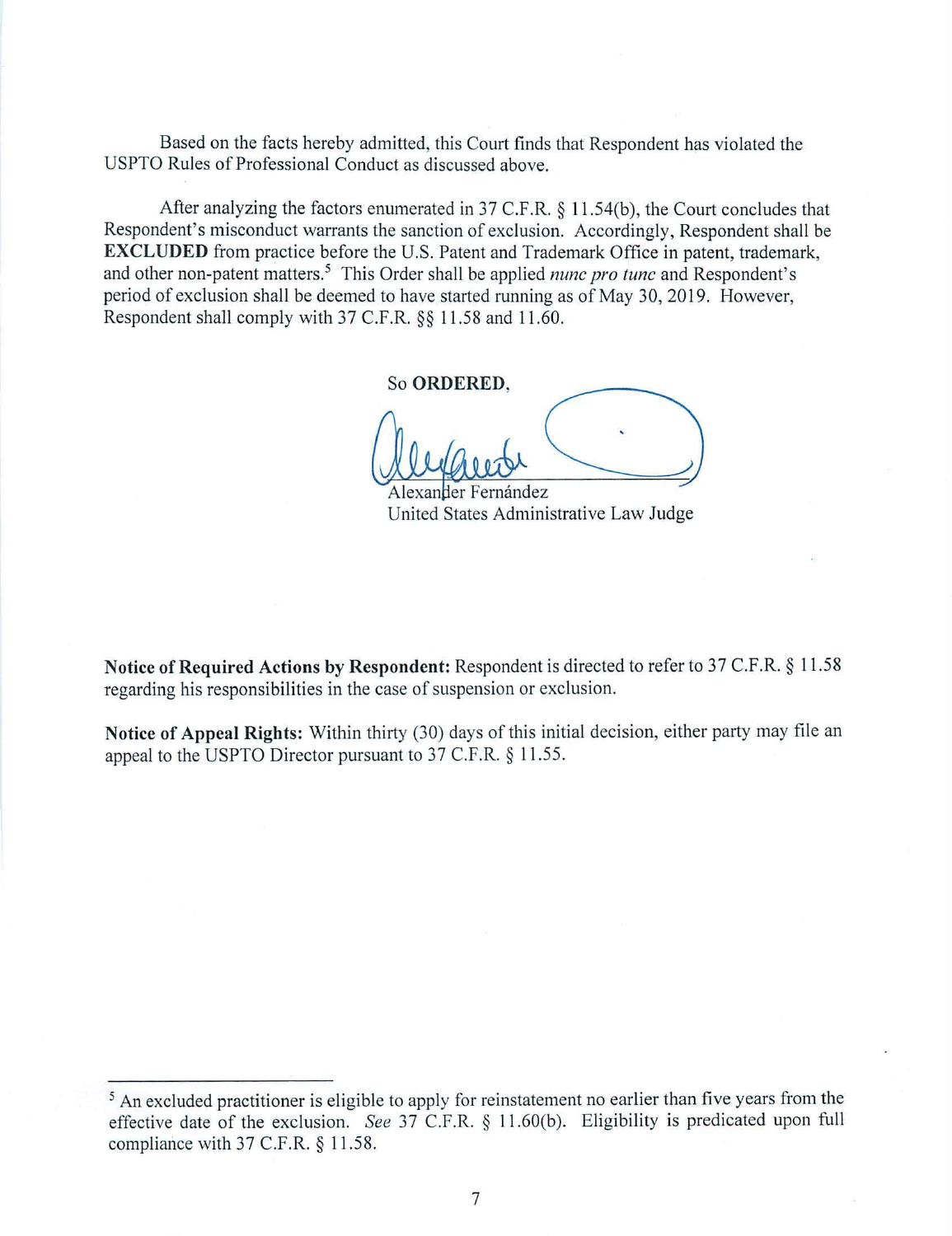Based on the facts hereby admitted, this Court finds that Respondent has violated the USPTO Rules of Professional Conduct as discussed above.

After analyzing the factors enumerated in 37 C.F.R. § 11.54(b), the Court concludes that Respondent's misconduct warrants the sanction of exclusion. Accordingly, Respondent shall be **EXCLUDED** from practice before the U.S. Patent and Trademark Office in patent, trademark, and other non-patent matters.[5] This Order shall be applied *nunc pro tunc* and Respondent's period of exclusion shall be deemed to have started running as of May 30, 2019. However, Respondent shall comply with 37 C.F.R. §§ 11.58 and 11.60.

So **ORDERED**,

Alexander Fernández
United States Administrative Law Judge

**Notice of Required Actions by Respondent:** Respondent is directed to refer to 37 C.F.R. § 11.58 regarding his responsibilities in the case of suspension or exclusion.

**Notice of Appeal Rights:** Within thirty (30) days of this initial decision, either party may file an appeal to the USPTO Director pursuant to 37 C.F.R. § 11.55.

---

[5] An excluded practitioner is eligible to apply for reinstatement no earlier than five years from the effective date of the exclusion. *See* 37 C.F.R. § 11.60(b). Eligibility is predicated upon full compliance with 37 C.F.R. § 11.58.